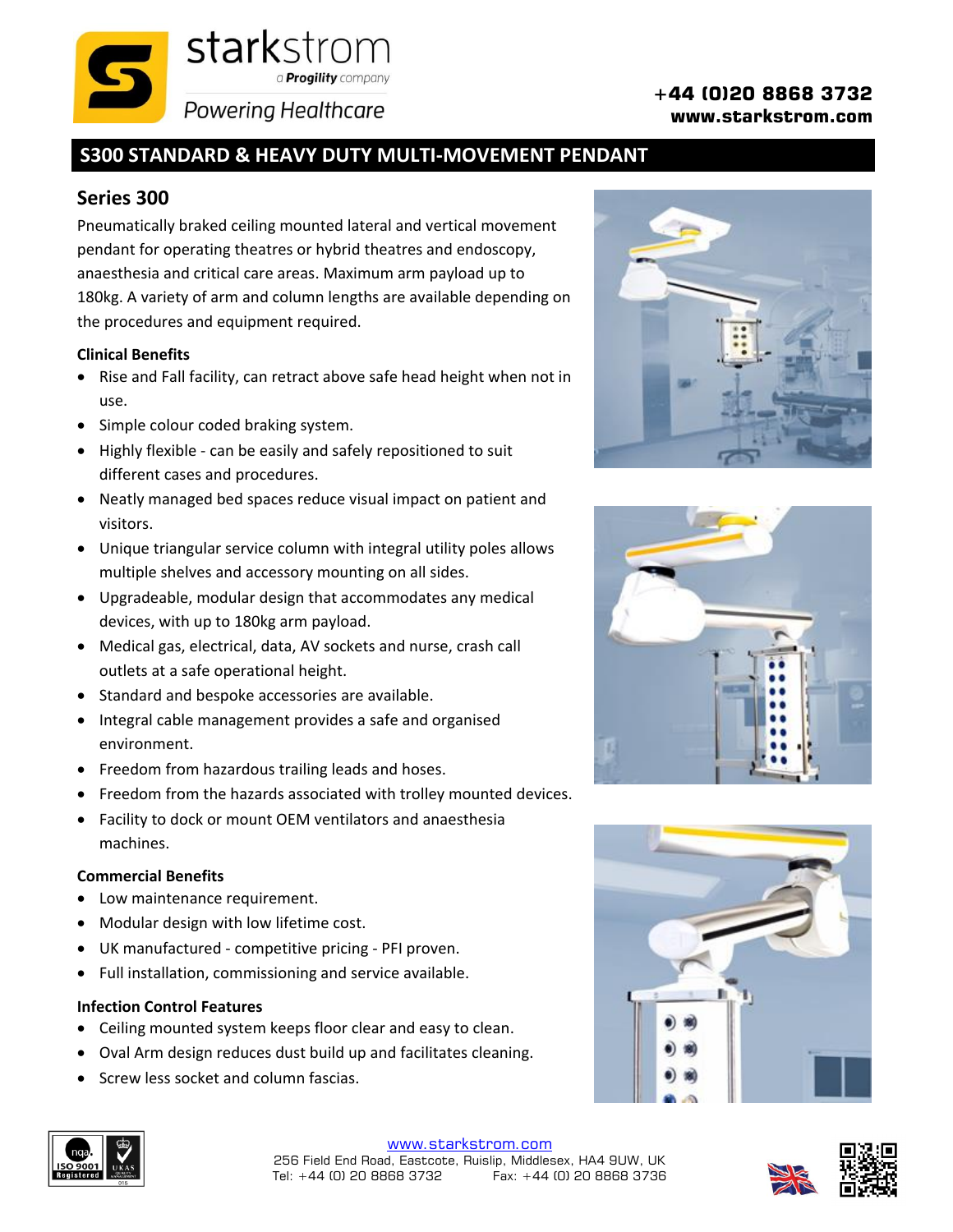starkstrom
a Progility company
Powering Healthcare

+44 (0)20 8868 3732
www.starkstrom.com

# S300 STANDARD & HEAVY DUTY MULTI-MOVEMENT PENDANT

## Series 300

Pneumatically braked ceiling mounted lateral and vertical movement pendant for operating theatres or hybrid theatres and endoscopy, anaesthesia and critical care areas. Maximum arm payload up to 180kg. A variety of arm and column lengths are available depending on the procedures and equipment required.

### Clinical Benefits

- Rise and Fall facility, can retract above safe head height when not in use.
- Simple colour coded braking system.
- Highly flexible - can be easily and safely repositioned to suit different cases and procedures.
- Neatly managed bed spaces reduce visual impact on patient and visitors.
- Unique triangular service column with integral utility poles allows multiple shelves and accessory mounting on all sides.
- Upgradeable, modular design that accommodates any medical devices, with up to 180kg arm payload.
- Medical gas, electrical, data, AV sockets and nurse, crash call outlets at a safe operational height.
- Standard and bespoke accessories are available.
- Integral cable management provides a safe and organised environment.
- Freedom from hazardous trailing leads and hoses.
- Freedom from the hazards associated with trolley mounted devices.
- Facility to dock or mount OEM ventilators and anaesthesia machines.

### Commercial Benefits

- Low maintenance requirement.
- Modular design with low lifetime cost.
- UK manufactured - competitive pricing - PFI proven.
- Full installation, commissioning and service available.

### Infection Control Features

- Ceiling mounted system keeps floor clear and easy to clean.
- Oval Arm design reduces dust build up and facilitates cleaning.
- Screw less socket and column fascias.

www.starkstrom.com
256 Field End Road, Eastcote, Ruislip, Middlesex, HA4 9UW, UK
Tel: +44 (0) 20 8868 3732 Fax: +44 (0) 20 8868 3736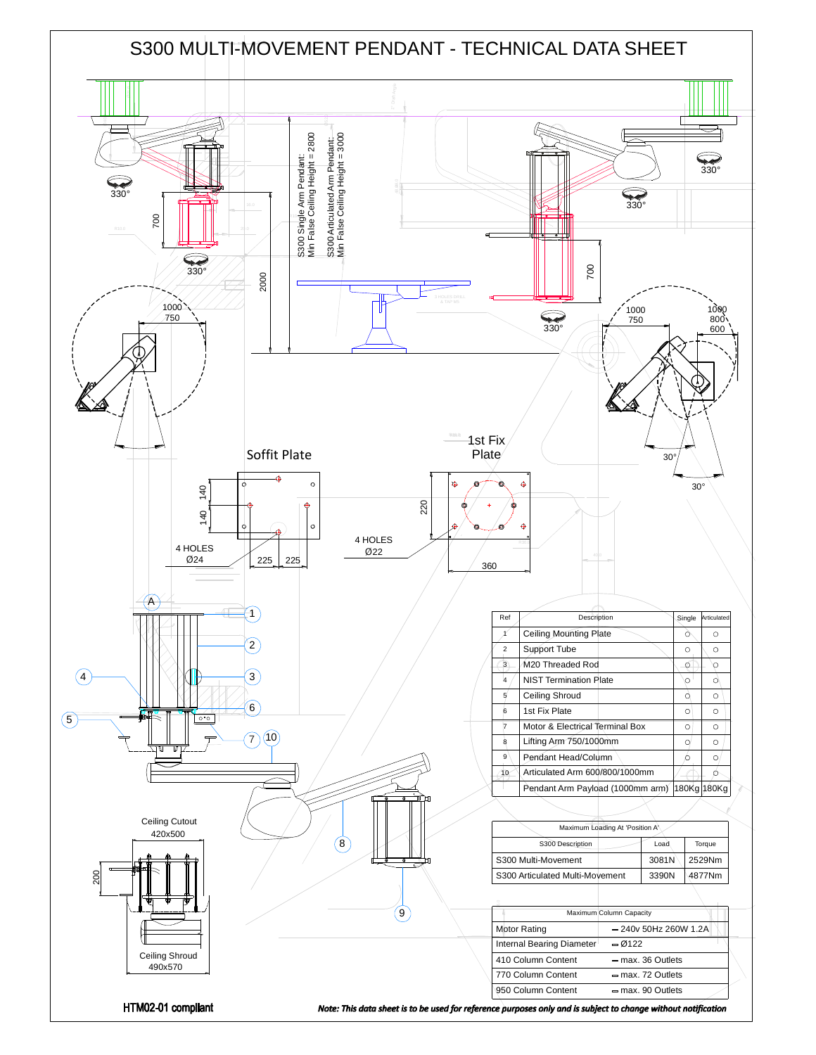# S300 MULTI-MOVEMENT PENDANT - TECHNICAL DATA SHEET

330°
330°
330°
330°
330°
700
700
2000
S300 Single Arm Pendant:
Min False Ceiling Height = 2800
S300 Articulated Arm Pendant:
Min False Ceiling Height = 3000
1000
750
1000
750
1000
800
600
30°
30°

Soffit Plate

140
140
4 HOLES
Ø24
225
225

1st Fix Plate

220
4 HOLES
Ø22
360

A
1
2
3
4
5
6
7
10
8
9

Ceiling Cutout
420x500
200

Ceiling Shroud
490x570

| Ref | Description | Single | Articulated |
|---|---|---|---|
| 1 | Ceiling Mounting Plate | ○ | ○ |
| 2 | Support Tube | ○ | ○ |
| 3 | M20 Threaded Rod | ○ | ○ |
| 4 | NIST Termination Plate | ○ | ○ |
| 5 | Ceiling Shroud | ○ | ○ |
| 6 | 1st Fix Plate | ○ | ○ |
| 7 | Motor & Electrical Terminal Box | ○ | ○ |
| 8 | Lifting Arm 750/1000mm | ○ | ○ |
| 9 | Pendant Head/Column | ○ | ○ |
| 10 | Articulated Arm 600/800/1000mm | | ○ |
| | Pendant Arm Payload (1000mm arm) | 180Kg | 180Kg |

| Maximum Loading At 'Position A' | | |
|---|---|---|
| S300 Description | Load | Torque |
| S300 Multi-Movement | 3081N | 2529Nm |
| S300 Articulated Multi-Movement | 3390N | 4877Nm |

| Maximum Column Capacity | |
|---|---|
| Motor Rating | – 240v 50Hz 260W 1.2A |
| Internal Bearing Diameter | – Ø122 |
| 410 Column Content | – max. 36 Outlets |
| 770 Column Content | – max. 72 Outlets |
| 950 Column Content | – max. 90 Outlets |

**HTM02-01 compliant**

***Note: This data sheet is to be used for reference purposes only and is subject to change without notification***